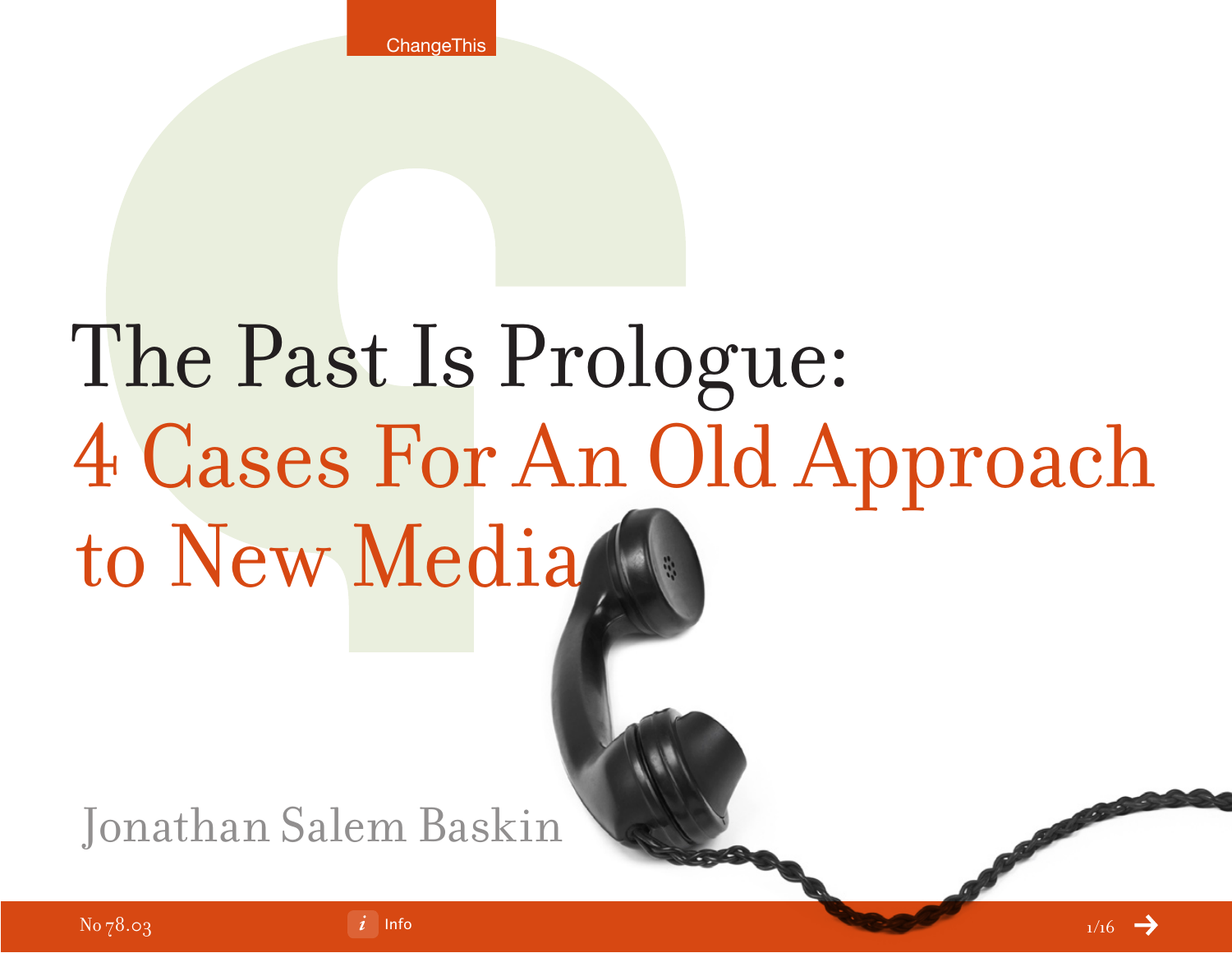# The Past Is Prologue: 4 Cases For An Old Approach to New Media

Jonathan Salem Baskin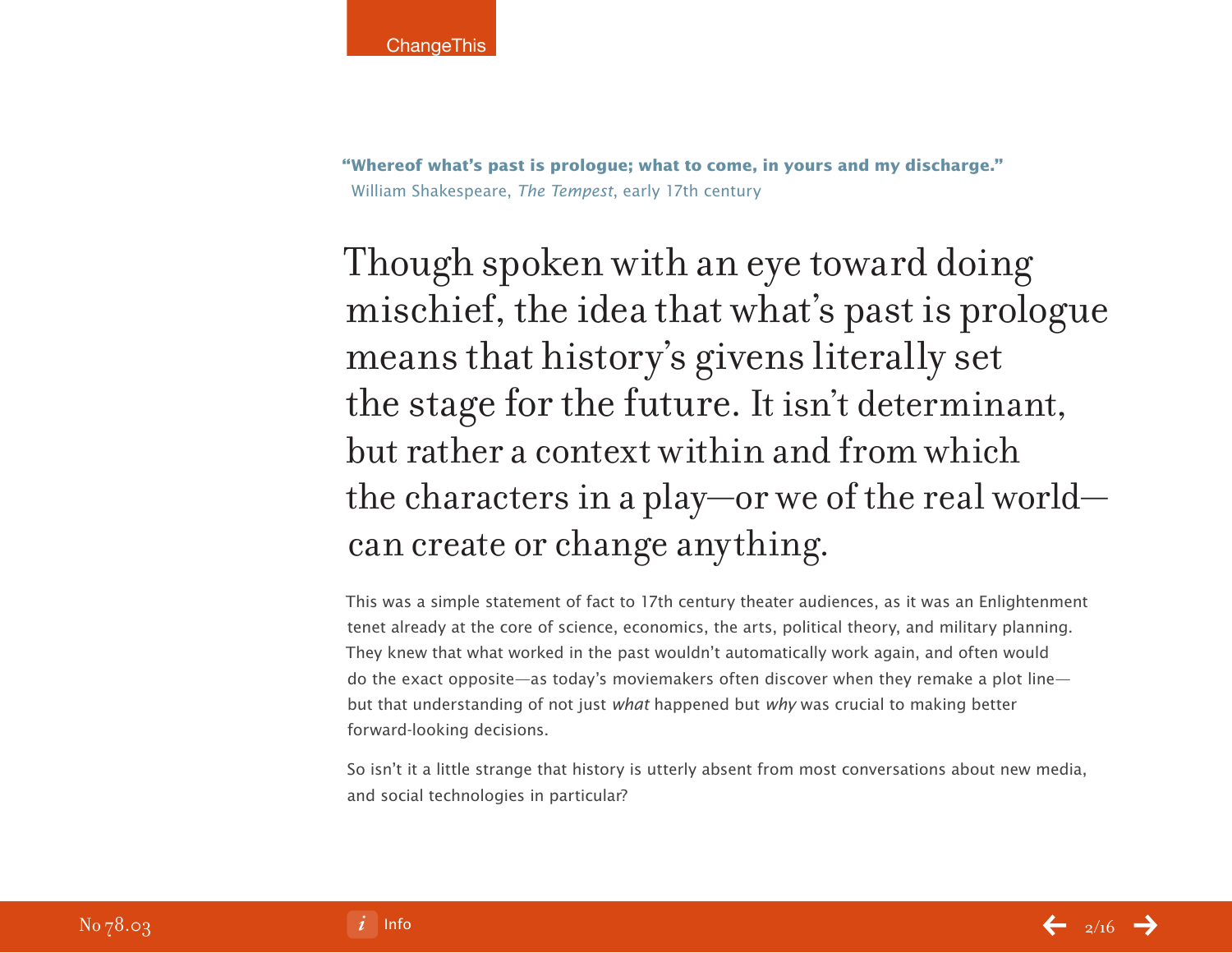**"Whereof what's past is prologue; what to come, in yours and my discharge."**
William Shakespeare, *The Tempest*, early 17th century

## Though spoken with an eye toward doing mischief, the idea that what's past is prologue means that history's givens literally set the stage for the future. It isn't determinant, but rather a context within and from which the characters in a play—or we of the real world—can create or change anything.

This was a simple statement of fact to 17th century theater audiences, as it was an Enlightenment tenet already at the core of science, economics, the arts, political theory, and military planning. They knew that what worked in the past wouldn't automatically work again, and often would do the exact opposite—as today's moviemakers often discover when they remake a plot line—but that understanding of not just *what* happened but *why* was crucial to making better forward-looking decisions.

So isn't it a little strange that history is utterly absent from most conversations about new media, and social technologies in particular?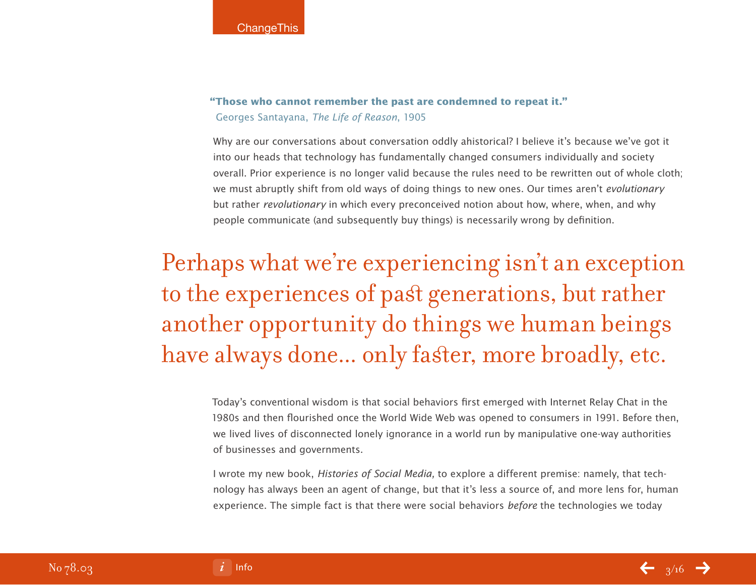**"Those who cannot remember the past are condemned to repeat it."**
Georges Santayana, *The Life of Reason*, 1905

Why are our conversations about conversation oddly ahistorical? I believe it's because we've got it into our heads that technology has fundamentally changed consumers individually and society overall. Prior experience is no longer valid because the rules need to be rewritten out of whole cloth; we must abruptly shift from old ways of doing things to new ones. Our times aren't *evolutionary* but rather *revolutionary* in which every preconceived notion about how, where, when, and why people communicate (and subsequently buy things) is necessarily wrong by definition.

> Perhaps what we're experiencing isn't an exception to the experiences of past generations, but rather another opportunity do things we human beings have always done... only faster, more broadly, etc.

Today's conventional wisdom is that social behaviors first emerged with Internet Relay Chat in the 1980s and then flourished once the World Wide Web was opened to consumers in 1991. Before then, we lived lives of disconnected lonely ignorance in a world run by manipulative one-way authorities of businesses and governments.

I wrote my new book, *Histories of Social Media,* to explore a different premise: namely, that technology has always been an agent of change, but that it's less a source of, and more lens for, human experience. The simple fact is that there were social behaviors *before* the technologies we today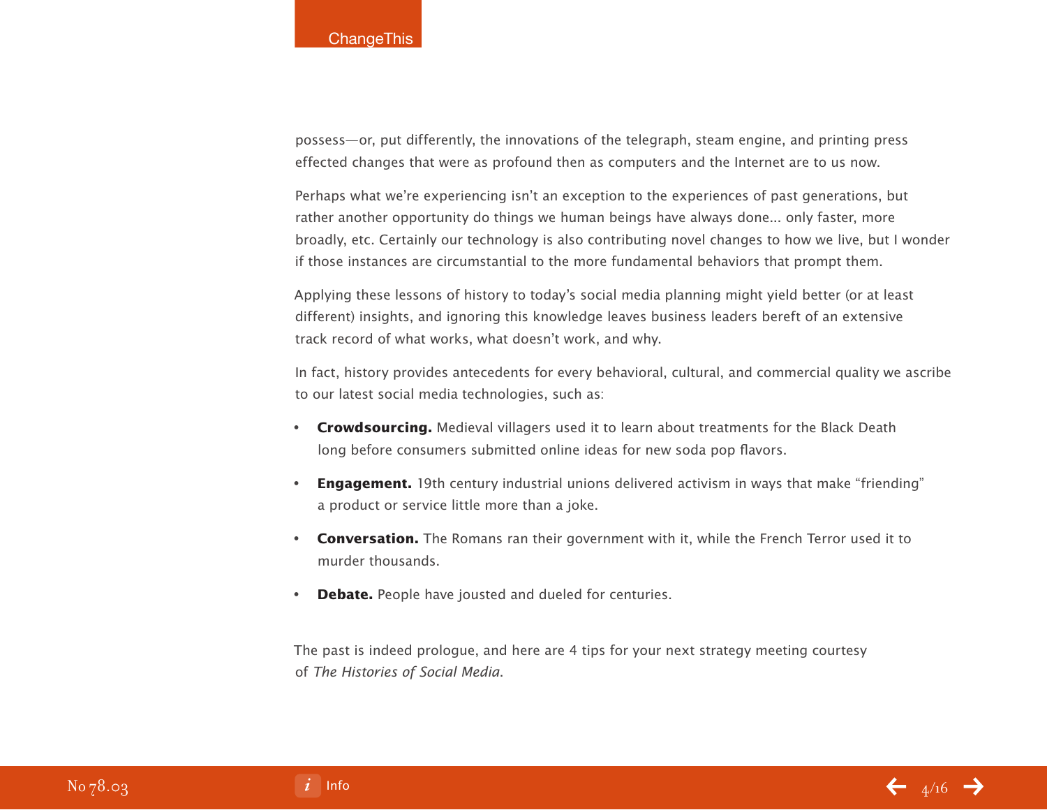possess—or, put differently, the innovations of the telegraph, steam engine, and printing press effected changes that were as profound then as computers and the Internet are to us now.

Perhaps what we're experiencing isn't an exception to the experiences of past generations, but rather another opportunity do things we human beings have always done... only faster, more broadly, etc. Certainly our technology is also contributing novel changes to how we live, but I wonder if those instances are circumstantial to the more fundamental behaviors that prompt them.

Applying these lessons of history to today's social media planning might yield better (or at least different) insights, and ignoring this knowledge leaves business leaders bereft of an extensive track record of what works, what doesn't work, and why.

In fact, history provides antecedents for every behavioral, cultural, and commercial quality we ascribe to our latest social media technologies, such as:

- **Crowdsourcing.** Medieval villagers used it to learn about treatments for the Black Death long before consumers submitted online ideas for new soda pop flavors.
- **Engagement.** 19th century industrial unions delivered activism in ways that make "friending" a product or service little more than a joke.
- **Conversation.** The Romans ran their government with it, while the French Terror used it to murder thousands.
- **Debate.** People have jousted and dueled for centuries.

The past is indeed prologue, and here are 4 tips for your next strategy meeting courtesy of *The Histories of Social Media*.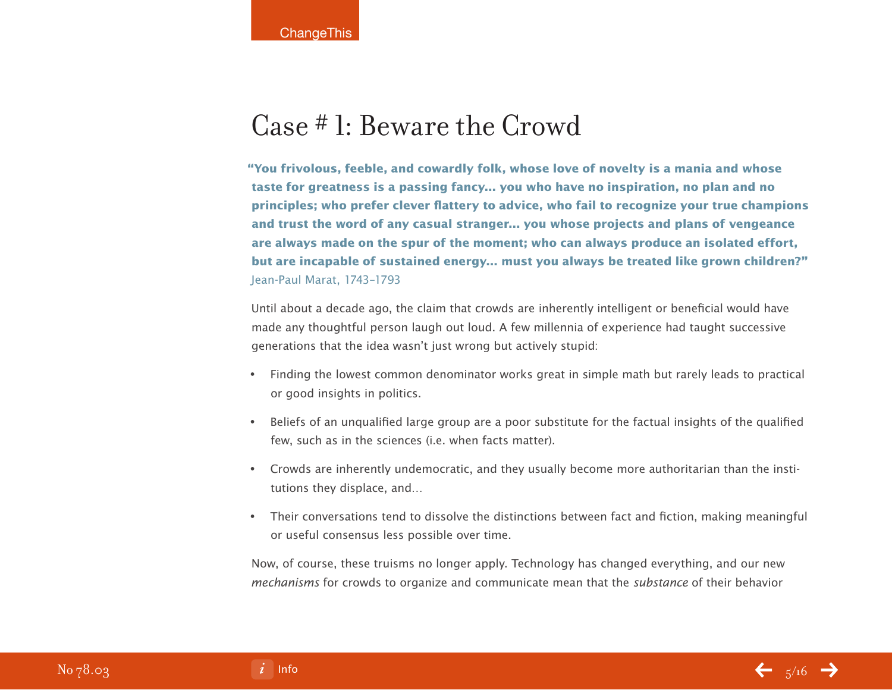# Case # 1: Beware the Crowd

> **"You frivolous, feeble, and cowardly folk, whose love of novelty is a mania and whose taste for greatness is a passing fancy... you who have no inspiration, no plan and no principles; who prefer clever flattery to advice, who fail to recognize your true champions and trust the word of any casual stranger... you whose projects and plans of vengeance are always made on the spur of the moment; who can always produce an isolated effort, but are incapable of sustained energy... must you always be treated like grown children?"**
> Jean-Paul Marat, 1743–1793

Until about a decade ago, the claim that crowds are inherently intelligent or beneficial would have made any thoughtful person laugh out loud. A few millennia of experience had taught successive generations that the idea wasn't just wrong but actively stupid:

- Finding the lowest common denominator works great in simple math but rarely leads to practical or good insights in politics.
- Beliefs of an unqualified large group are a poor substitute for the factual insights of the qualified few, such as in the sciences (i.e. when facts matter).
- Crowds are inherently undemocratic, and they usually become more authoritarian than the institutions they displace, and…
- Their conversations tend to dissolve the distinctions between fact and fiction, making meaningful or useful consensus less possible over time.

Now, of course, these truisms no longer apply. Technology has changed everything, and our new *mechanisms* for crowds to organize and communicate mean that the *substance* of their behavior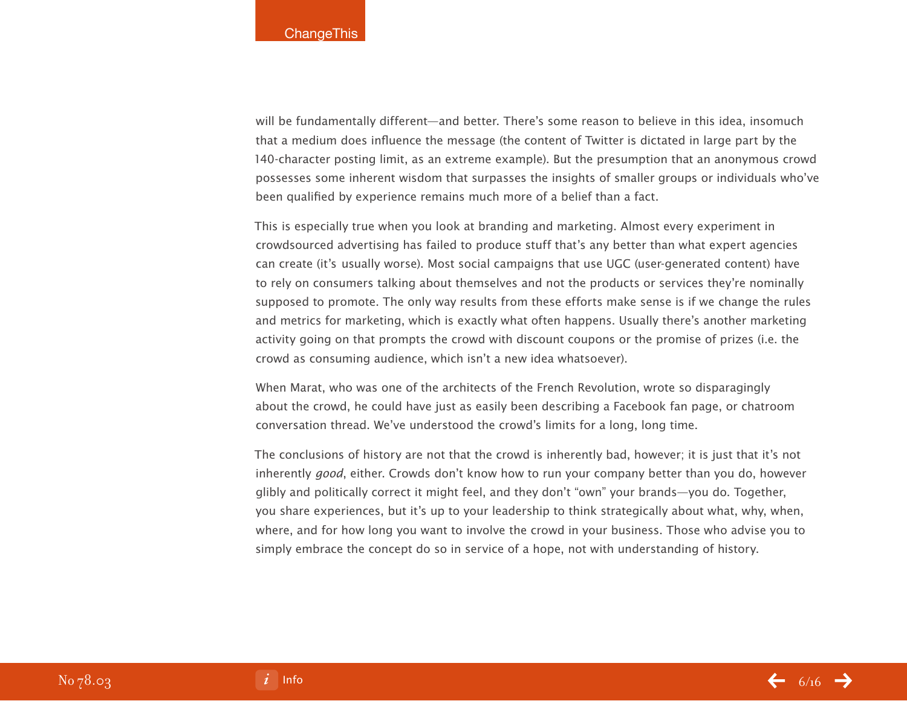will be fundamentally different—and better. There's some reason to believe in this idea, insomuch that a medium does influence the message (the content of Twitter is dictated in large part by the 140-character posting limit, as an extreme example). But the presumption that an anonymous crowd possesses some inherent wisdom that surpasses the insights of smaller groups or individuals who've been qualified by experience remains much more of a belief than a fact.

This is especially true when you look at branding and marketing. Almost every experiment in crowdsourced advertising has failed to produce stuff that's any better than what expert agencies can create (it's usually worse). Most social campaigns that use UGC (user-generated content) have to rely on consumers talking about themselves and not the products or services they're nominally supposed to promote. The only way results from these efforts make sense is if we change the rules and metrics for marketing, which is exactly what often happens. Usually there's another marketing activity going on that prompts the crowd with discount coupons or the promise of prizes (i.e. the crowd as consuming audience, which isn't a new idea whatsoever).

When Marat, who was one of the architects of the French Revolution, wrote so disparagingly about the crowd, he could have just as easily been describing a Facebook fan page, or chatroom conversation thread. We've understood the crowd's limits for a long, long time.

The conclusions of history are not that the crowd is inherently bad, however; it is just that it's not inherently *good*, either. Crowds don't know how to run your company better than you do, however glibly and politically correct it might feel, and they don't "own" your brands—you do. Together, you share experiences, but it's up to your leadership to think strategically about what, why, when, where, and for how long you want to involve the crowd in your business. Those who advise you to simply embrace the concept do so in service of a hope, not with understanding of history.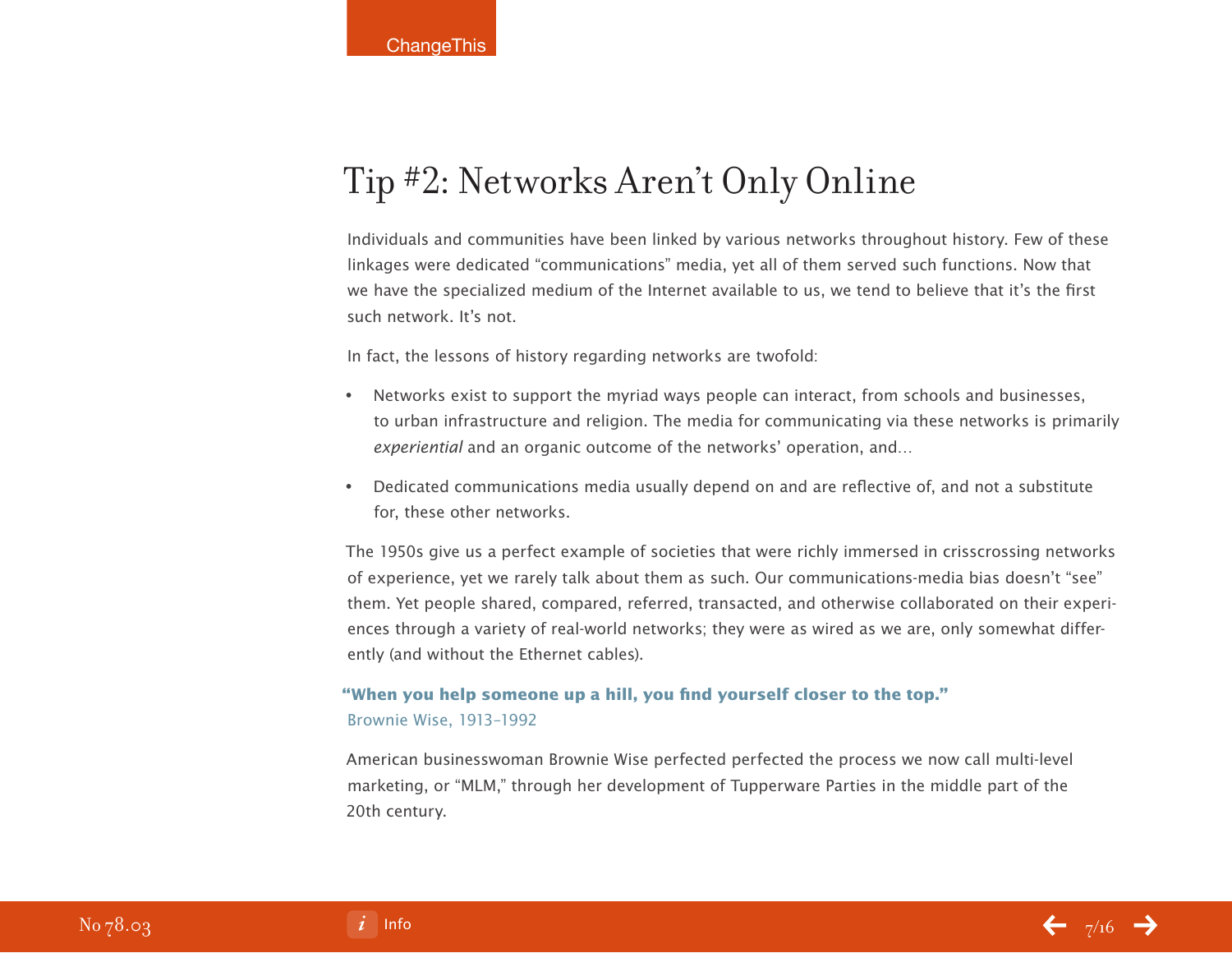# Tip #2: Networks Aren't Only Online

Individuals and communities have been linked by various networks throughout history. Few of these linkages were dedicated "communications" media, yet all of them served such functions. Now that we have the specialized medium of the Internet available to us, we tend to believe that it's the first such network. It's not.

In fact, the lessons of history regarding networks are twofold:

- Networks exist to support the myriad ways people can interact, from schools and businesses, to urban infrastructure and religion. The media for communicating via these networks is primarily *experiential* and an organic outcome of the networks' operation, and…
- Dedicated communications media usually depend on and are reflective of, and not a substitute for, these other networks.

The 1950s give us a perfect example of societies that were richly immersed in crisscrossing networks of experience, yet we rarely talk about them as such. Our communications-media bias doesn't "see" them. Yet people shared, compared, referred, transacted, and otherwise collaborated on their experiences through a variety of real-world networks; they were as wired as we are, only somewhat differently (and without the Ethernet cables).

**"When you help someone up a hill, you find yourself closer to the top."**
Brownie Wise, 1913–1992

American businesswoman Brownie Wise perfected perfected the process we now call multi-level marketing, or "MLM," through her development of Tupperware Parties in the middle part of the 20th century.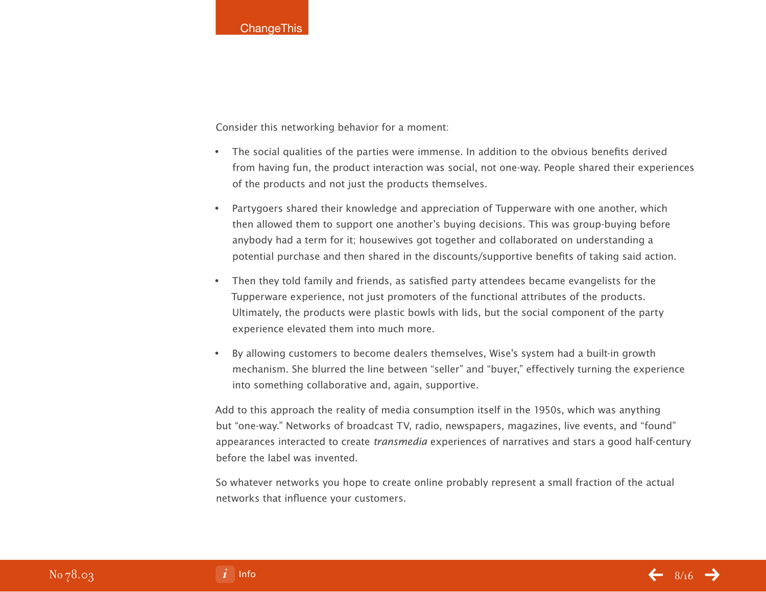Consider this networking behavior for a moment:

- The social qualities of the parties were immense. In addition to the obvious benefits derived from having fun, the product interaction was social, not one-way. People shared their experiences of the products and not just the products themselves.
- Partygoers shared their knowledge and appreciation of Tupperware with one another, which then allowed them to support one another's buying decisions. This was group-buying before anybody had a term for it; housewives got together and collaborated on understanding a potential purchase and then shared in the discounts/supportive benefits of taking said action.
- Then they told family and friends, as satisfied party attendees became evangelists for the Tupperware experience, not just promoters of the functional attributes of the products. Ultimately, the products were plastic bowls with lids, but the social component of the party experience elevated them into much more.
- By allowing customers to become dealers themselves, Wise's system had a built-in growth mechanism. She blurred the line between "seller" and "buyer," effectively turning the experience into something collaborative and, again, supportive.

Add to this approach the reality of media consumption itself in the 1950s, which was anything but "one-way." Networks of broadcast TV, radio, newspapers, magazines, live events, and "found" appearances interacted to create *transmedia* experiences of narratives and stars a good half-century before the label was invented.

So whatever networks you hope to create online probably represent a small fraction of the actual networks that influence your customers.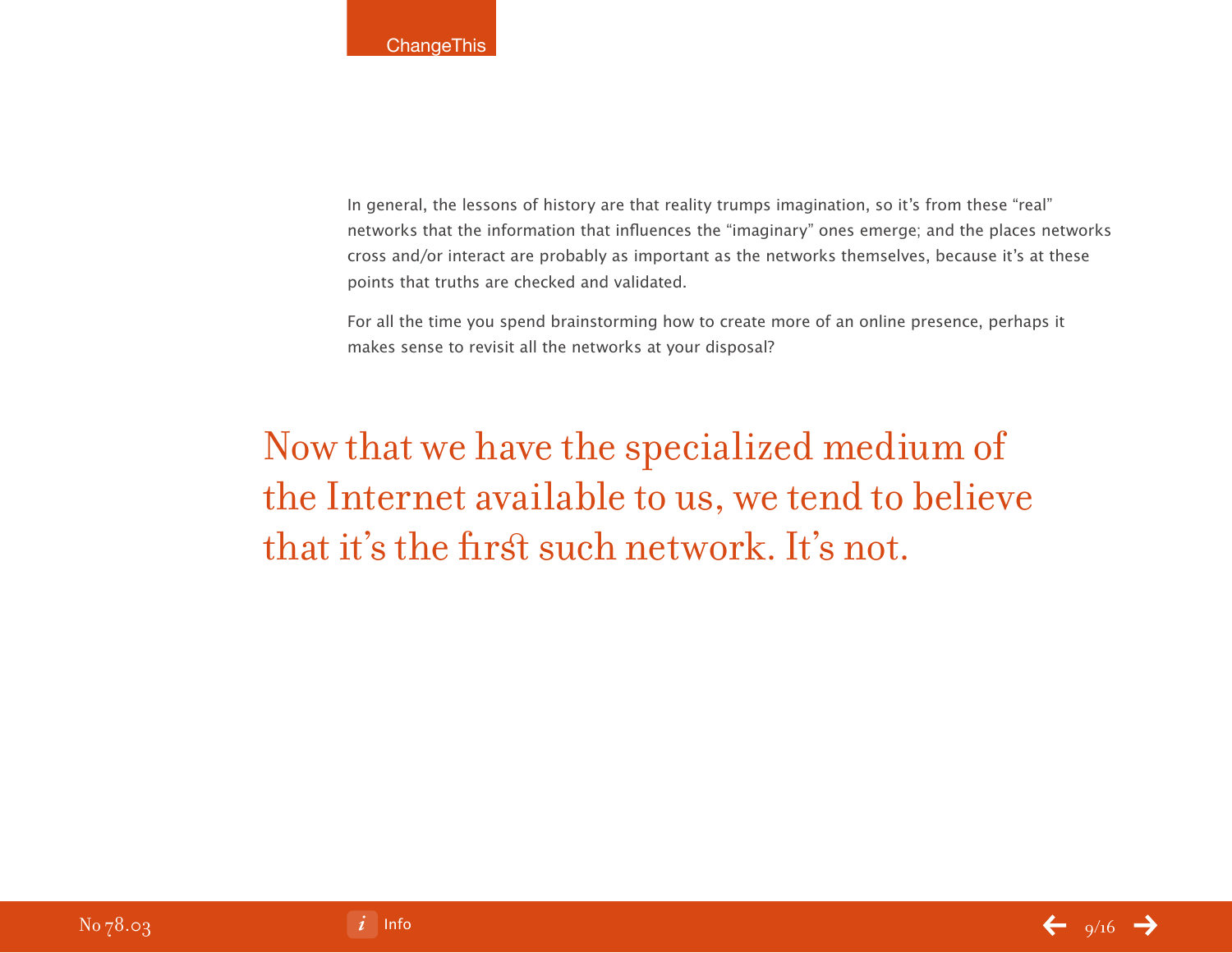In general, the lessons of history are that reality trumps imagination, so it's from these "real" networks that the information that influences the "imaginary" ones emerge; and the places networks cross and/or interact are probably as important as the networks themselves, because it's at these points that truths are checked and validated.

For all the time you spend brainstorming how to create more of an online presence, perhaps it makes sense to revisit all the networks at your disposal?

> Now that we have the specialized medium of the Internet available to us, we tend to believe that it's the first such network. It's not.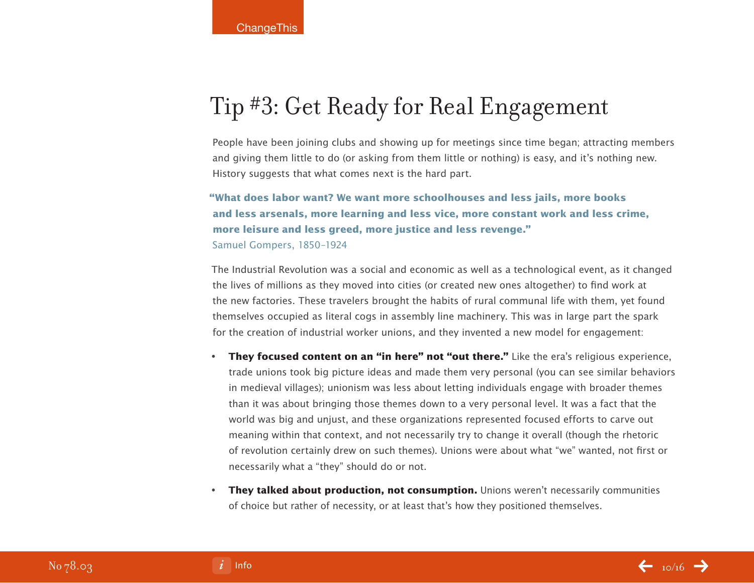# Tip #3: Get Ready for Real Engagement

People have been joining clubs and showing up for meetings since time began; attracting members and giving them little to do (or asking from them little or nothing) is easy, and it's nothing new. History suggests that what comes next is the hard part.

> **"What does labor want? We want more schoolhouses and less jails, more books and less arsenals, more learning and less vice, more constant work and less crime, more leisure and less greed, more justice and less revenge."**
> Samuel Gompers, 1850–1924

The Industrial Revolution was a social and economic as well as a technological event, as it changed the lives of millions as they moved into cities (or created new ones altogether) to find work at the new factories. These travelers brought the habits of rural communal life with them, yet found themselves occupied as literal cogs in assembly line machinery. This was in large part the spark for the creation of industrial worker unions, and they invented a new model for engagement:

- **They focused content on an "in here" not "out there."** Like the era's religious experience, trade unions took big picture ideas and made them very personal (you can see similar behaviors in medieval villages); unionism was less about letting individuals engage with broader themes than it was about bringing those themes down to a very personal level. It was a fact that the world was big and unjust, and these organizations represented focused efforts to carve out meaning within that context, and not necessarily try to change it overall (though the rhetoric of revolution certainly drew on such themes). Unions were about what "we" wanted, not first or necessarily what a "they" should do or not.
- **They talked about production, not consumption.** Unions weren't necessarily communities of choice but rather of necessity, or at least that's how they positioned themselves.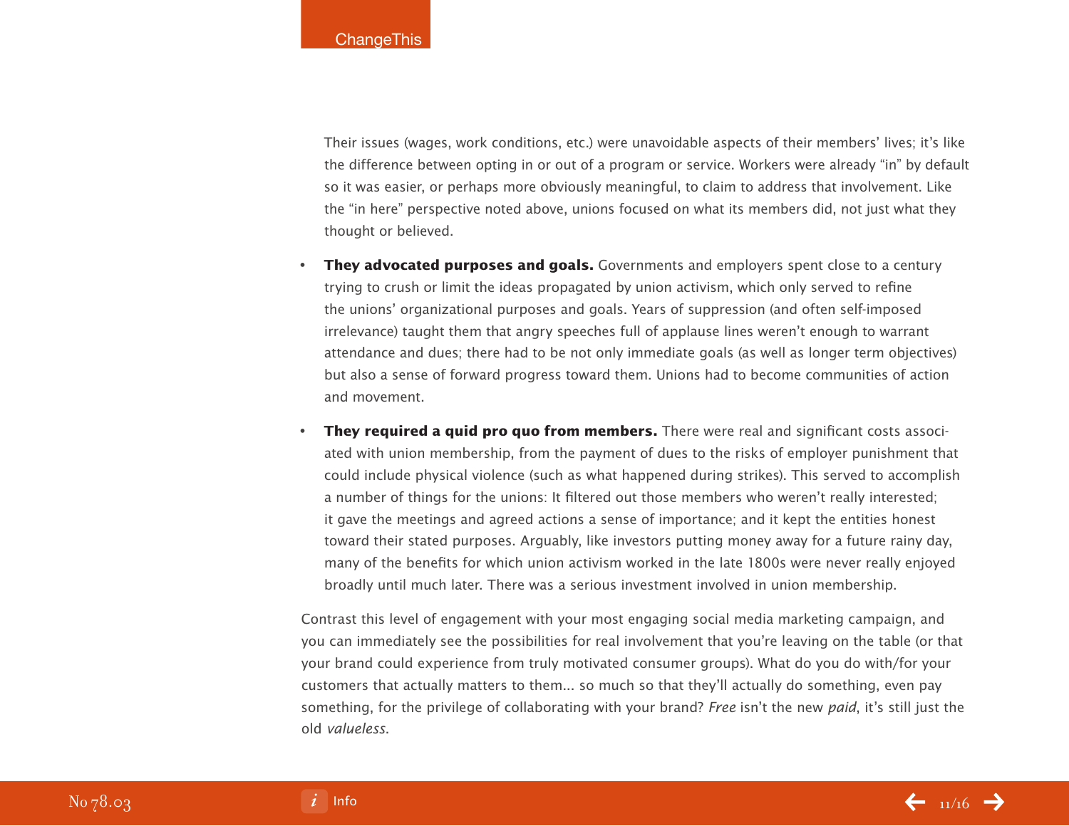Their issues (wages, work conditions, etc.) were unavoidable aspects of their members' lives; it's like the difference between opting in or out of a program or service. Workers were already "in" by default so it was easier, or perhaps more obviously meaningful, to claim to address that involvement. Like the "in here" perspective noted above, unions focused on what its members did, not just what they thought or believed.

- **They advocated purposes and goals.** Governments and employers spent close to a century trying to crush or limit the ideas propagated by union activism, which only served to refine the unions' organizational purposes and goals. Years of suppression (and often self-imposed irrelevance) taught them that angry speeches full of applause lines weren't enough to warrant attendance and dues; there had to be not only immediate goals (as well as longer term objectives) but also a sense of forward progress toward them. Unions had to become communities of action and movement.

- **They required a quid pro quo from members.** There were real and significant costs associated with union membership, from the payment of dues to the risks of employer punishment that could include physical violence (such as what happened during strikes). This served to accomplish a number of things for the unions: It filtered out those members who weren't really interested; it gave the meetings and agreed actions a sense of importance; and it kept the entities honest toward their stated purposes. Arguably, like investors putting money away for a future rainy day, many of the benefits for which union activism worked in the late 1800s were never really enjoyed broadly until much later. There was a serious investment involved in union membership.

Contrast this level of engagement with your most engaging social media marketing campaign, and you can immediately see the possibilities for real involvement that you're leaving on the table (or that your brand could experience from truly motivated consumer groups). What do you do with/for your customers that actually matters to them... so much so that they'll actually do something, even pay something, for the privilege of collaborating with your brand? *Free* isn't the new *paid*, it's still just the old *valueless*.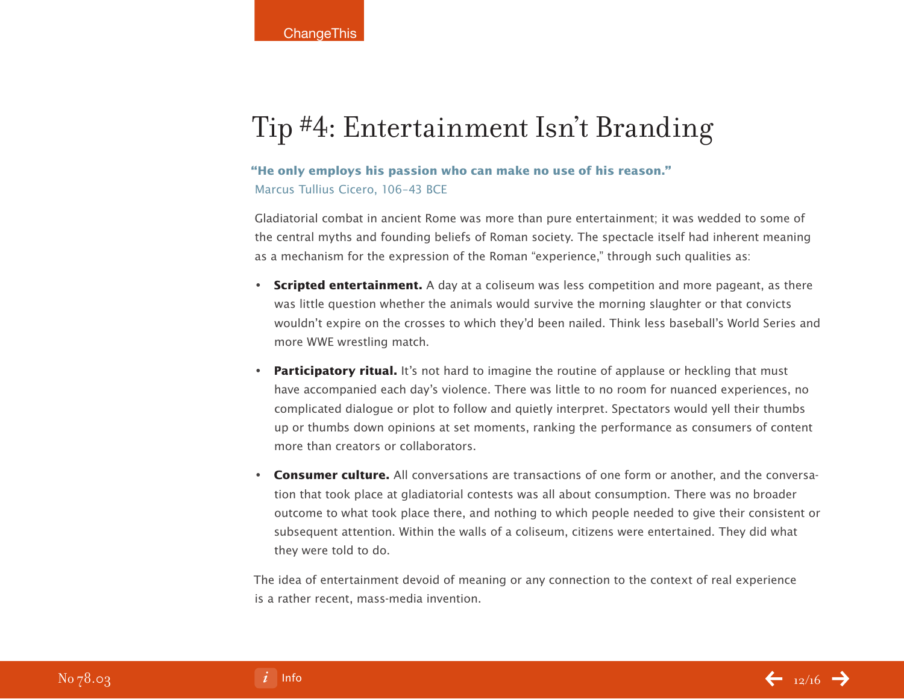# Tip #4: Entertainment Isn't Branding

**"He only employs his passion who can make no use of his reason."**
Marcus Tullius Cicero, 106–43 BCE

Gladiatorial combat in ancient Rome was more than pure entertainment; it was wedded to some of the central myths and founding beliefs of Roman society. The spectacle itself had inherent meaning as a mechanism for the expression of the Roman "experience," through such qualities as:

- **Scripted entertainment.** A day at a coliseum was less competition and more pageant, as there was little question whether the animals would survive the morning slaughter or that convicts wouldn't expire on the crosses to which they'd been nailed. Think less baseball's World Series and more WWE wrestling match.
- **Participatory ritual.** It's not hard to imagine the routine of applause or heckling that must have accompanied each day's violence. There was little to no room for nuanced experiences, no complicated dialogue or plot to follow and quietly interpret. Spectators would yell their thumbs up or thumbs down opinions at set moments, ranking the performance as consumers of content more than creators or collaborators.
- **Consumer culture.** All conversations are transactions of one form or another, and the conversation that took place at gladiatorial contests was all about consumption. There was no broader outcome to what took place there, and nothing to which people needed to give their consistent or subsequent attention. Within the walls of a coliseum, citizens were entertained. They did what they were told to do.

The idea of entertainment devoid of meaning or any connection to the context of real experience is a rather recent, mass-media invention.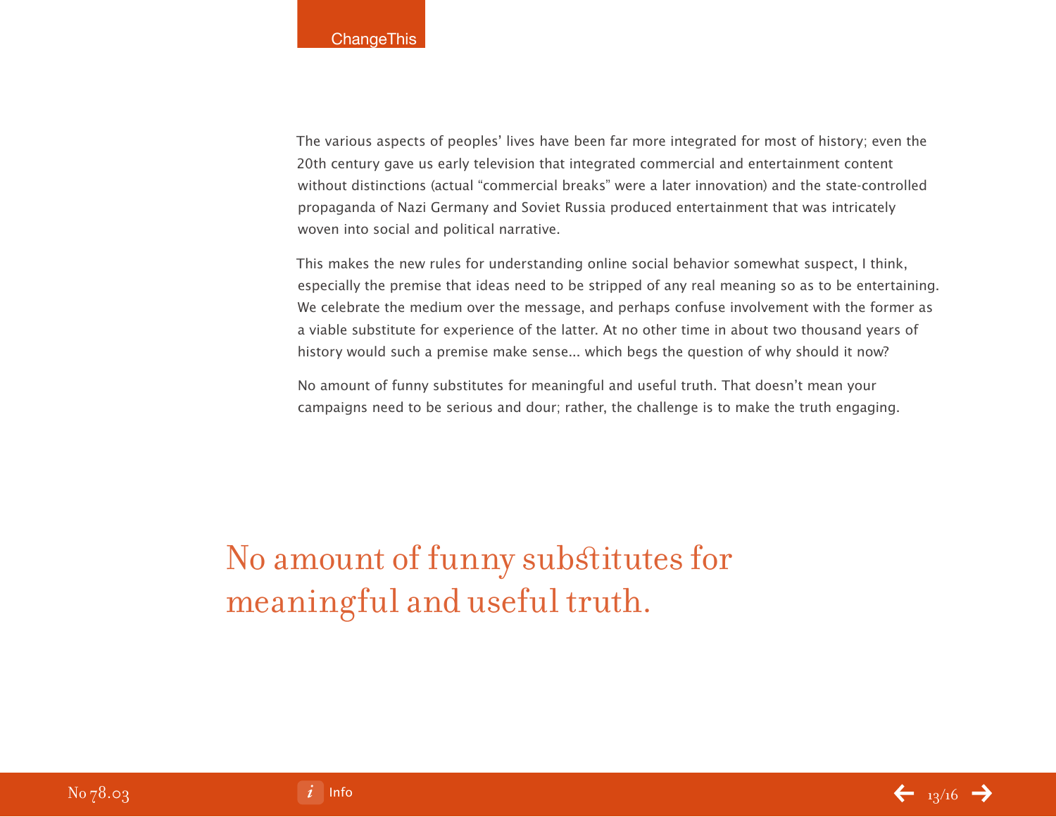The various aspects of peoples' lives have been far more integrated for most of history; even the 20th century gave us early television that integrated commercial and entertainment content without distinctions (actual "commercial breaks" were a later innovation) and the state-controlled propaganda of Nazi Germany and Soviet Russia produced entertainment that was intricately woven into social and political narrative.

This makes the new rules for understanding online social behavior somewhat suspect, I think, especially the premise that ideas need to be stripped of any real meaning so as to be entertaining. We celebrate the medium over the message, and perhaps confuse involvement with the former as a viable substitute for experience of the latter. At no other time in about two thousand years of history would such a premise make sense... which begs the question of why should it now?

No amount of funny substitutes for meaningful and useful truth. That doesn't mean your campaigns need to be serious and dour; rather, the challenge is to make the truth engaging.

## No amount of funny substitutes for meaningful and useful truth.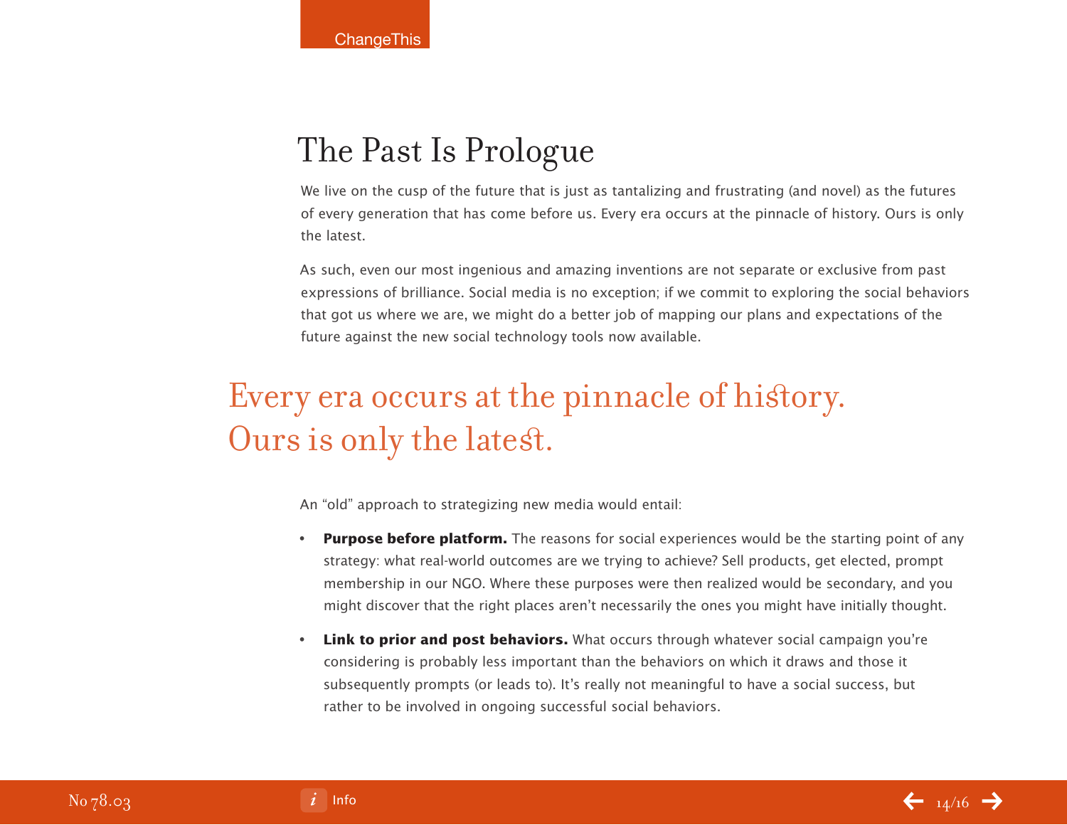## The Past Is Prologue

We live on the cusp of the future that is just as tantalizing and frustrating (and novel) as the futures of every generation that has come before us. Every era occurs at the pinnacle of history. Ours is only the latest.

As such, even our most ingenious and amazing inventions are not separate or exclusive from past expressions of brilliance. Social media is no exception; if we commit to exploring the social behaviors that got us where we are, we might do a better job of mapping our plans and expectations of the future against the new social technology tools now available.

> Every era occurs at the pinnacle of history. Ours is only the latest.

An "old" approach to strategizing new media would entail:

- **Purpose before platform.** The reasons for social experiences would be the starting point of any strategy: what real-world outcomes are we trying to achieve? Sell products, get elected, prompt membership in our NGO. Where these purposes were then realized would be secondary, and you might discover that the right places aren't necessarily the ones you might have initially thought.
- **Link to prior and post behaviors.** What occurs through whatever social campaign you're considering is probably less important than the behaviors on which it draws and those it subsequently prompts (or leads to). It's really not meaningful to have a social success, but rather to be involved in ongoing successful social behaviors.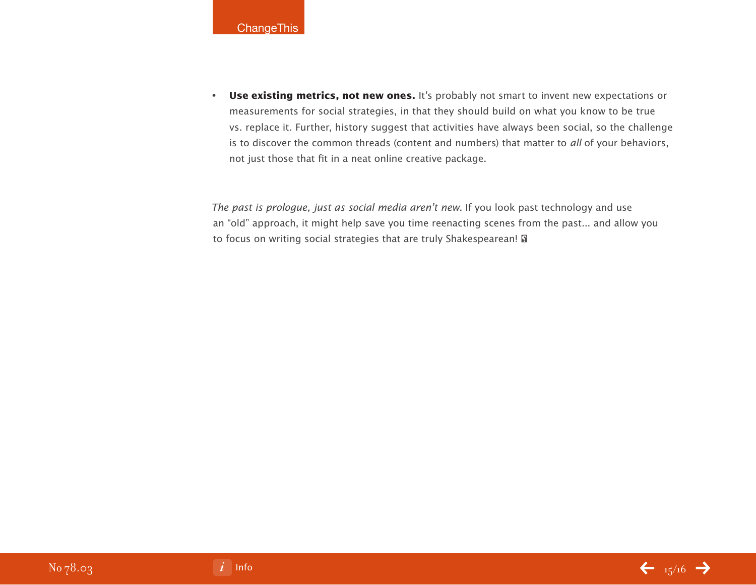- **Use existing metrics, not new ones.** It's probably not smart to invent new expectations or measurements for social strategies, in that they should build on what you know to be true vs. replace it. Further, history suggest that activities have always been social, so the challenge is to discover the common threads (content and numbers) that matter to *all* of your behaviors, not just those that fit in a neat online creative package.

*The past is prologue, just as social media aren't new.* If you look past technology and use an "old" approach, it might help save you time reenacting scenes from the past... and allow you to focus on writing social strategies that are truly Shakespearean!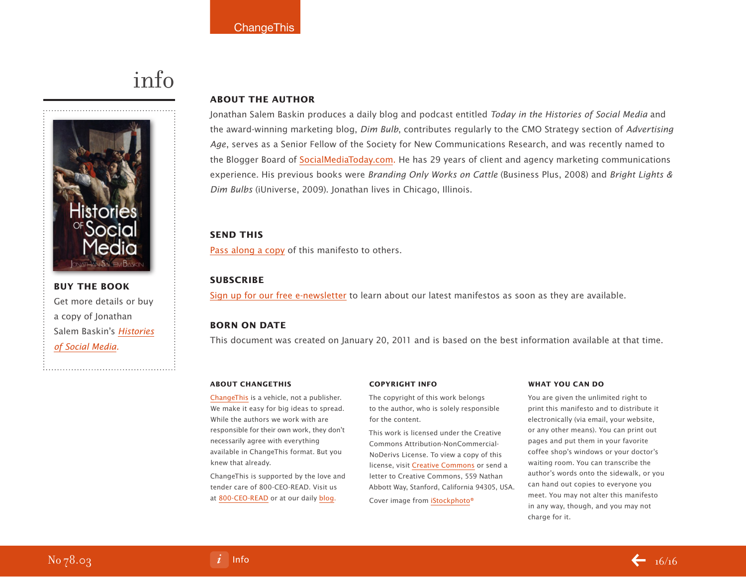# info

**BUY THE BOOK**

Get more details or buy a copy of Jonathan Salem Baskin's *Histories of Social Media*.

**ABOUT THE AUTHOR**

Jonathan Salem Baskin produces a daily blog and podcast entitled *Today in the Histories of Social Media* and the award-winning marketing blog, *Dim Bulb*, contributes regularly to the CMO Strategy section of *Advertising Age*, serves as a Senior Fellow of the Society for New Communications Research, and was recently named to the Blogger Board of SocialMediaToday.com. He has 29 years of client and agency marketing communications experience. His previous books were *Branding Only Works on Cattle* (Business Plus, 2008) and *Bright Lights & Dim Bulbs* (iUniverse, 2009). Jonathan lives in Chicago, Illinois.

**SEND THIS**

Pass along a copy of this manifesto to others.

**SUBSCRIBE**

Sign up for our free e-newsletter to learn about our latest manifestos as soon as they are available.

**BORN ON DATE**

This document was created on January 20, 2011 and is based on the best information available at that time.

**ABOUT CHANGETHIS**

ChangeThis is a vehicle, not a publisher. We make it easy for big ideas to spread. While the authors we work with are responsible for their own work, they don't necessarily agree with everything available in ChangeThis format. But you knew that already.

ChangeThis is supported by the love and tender care of 800-CEO-READ. Visit us at 800-CEO-READ or at our daily blog.

**COPYRIGHT INFO**

The copyright of this work belongs to the author, who is solely responsible for the content.

This work is licensed under the Creative Commons Attribution-NonCommercial-NoDerivs License. To view a copy of this license, visit Creative Commons or send a letter to Creative Commons, 559 Nathan Abbott Way, Stanford, California 94305, USA.

Cover image from iStockphoto®

**WHAT YOU CAN DO**

You are given the unlimited right to print this manifesto and to distribute it electronically (via email, your website, or any other means). You can print out pages and put them in your favorite coffee shop's windows or your doctor's waiting room. You can transcribe the author's words onto the sidewalk, or you can hand out copies to everyone you meet. You may not alter this manifesto in any way, though, and you may not charge for it.